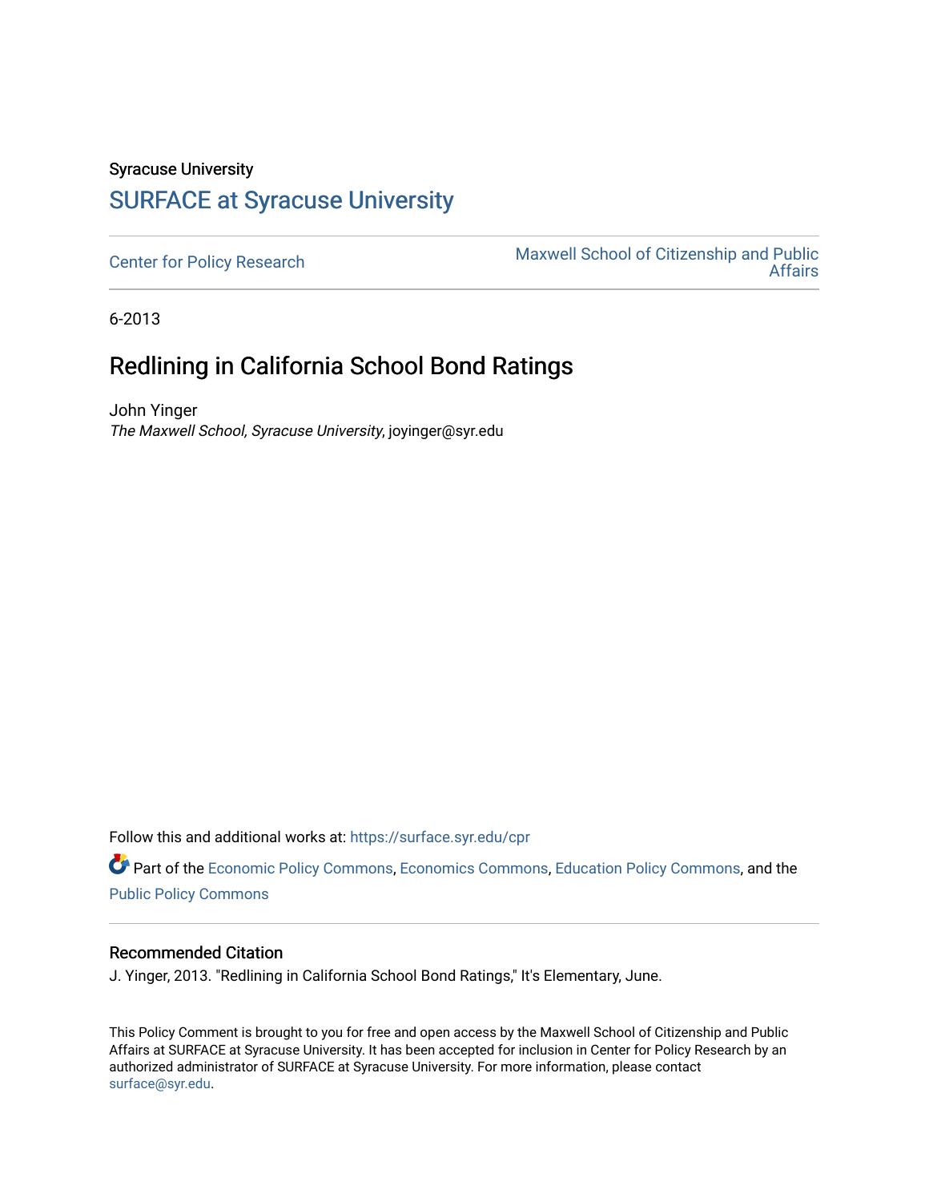Syracuse University

## SURFACE at Syracuse University

Center for Policy Research

Maxwell School of Citizenship and Public Affairs

6-2013

# Redlining in California School Bond Ratings

John Yinger

*The Maxwell School, Syracuse University*, joyinger@syr.edu

Follow this and additional works at: https://surface.syr.edu/cpr

Part of the Economic Policy Commons, Economics Commons, Education Policy Commons, and the Public Policy Commons

### Recommended Citation

J. Yinger, 2013. "Redlining in California School Bond Ratings," It's Elementary, June.

This Policy Comment is brought to you for free and open access by the Maxwell School of Citizenship and Public Affairs at SURFACE at Syracuse University. It has been accepted for inclusion in Center for Policy Research by an authorized administrator of SURFACE at Syracuse University. For more information, please contact surface@syr.edu.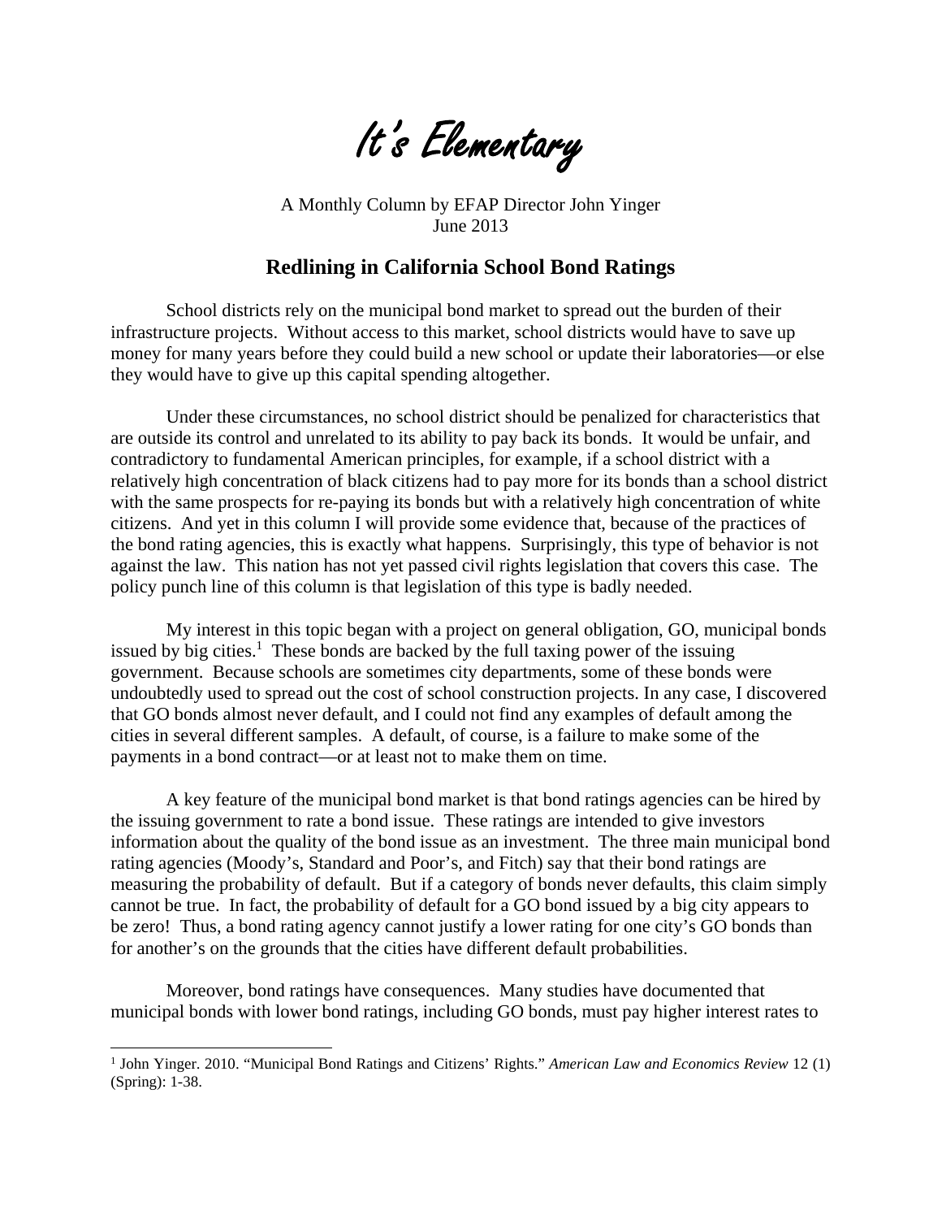# It's Elementary

A Monthly Column by EFAP Director John Yinger
June 2013

## Redlining in California School Bond Ratings

School districts rely on the municipal bond market to spread out the burden of their infrastructure projects. Without access to this market, school districts would have to save up money for many years before they could build a new school or update their laboratories—or else they would have to give up this capital spending altogether.

Under these circumstances, no school district should be penalized for characteristics that are outside its control and unrelated to its ability to pay back its bonds. It would be unfair, and contradictory to fundamental American principles, for example, if a school district with a relatively high concentration of black citizens had to pay more for its bonds than a school district with the same prospects for re-paying its bonds but with a relatively high concentration of white citizens. And yet in this column I will provide some evidence that, because of the practices of the bond rating agencies, this is exactly what happens. Surprisingly, this type of behavior is not against the law. This nation has not yet passed civil rights legislation that covers this case. The policy punch line of this column is that legislation of this type is badly needed.

My interest in this topic began with a project on general obligation, GO, municipal bonds issued by big cities.[1] These bonds are backed by the full taxing power of the issuing government. Because schools are sometimes city departments, some of these bonds were undoubtedly used to spread out the cost of school construction projects. In any case, I discovered that GO bonds almost never default, and I could not find any examples of default among the cities in several different samples. A default, of course, is a failure to make some of the payments in a bond contract—or at least not to make them on time.

A key feature of the municipal bond market is that bond ratings agencies can be hired by the issuing government to rate a bond issue. These ratings are intended to give investors information about the quality of the bond issue as an investment. The three main municipal bond rating agencies (Moody's, Standard and Poor's, and Fitch) say that their bond ratings are measuring the probability of default. But if a category of bonds never defaults, this claim simply cannot be true. In fact, the probability of default for a GO bond issued by a big city appears to be zero! Thus, a bond rating agency cannot justify a lower rating for one city's GO bonds than for another's on the grounds that the cities have different default probabilities.

Moreover, bond ratings have consequences. Many studies have documented that municipal bonds with lower bond ratings, including GO bonds, must pay higher interest rates to

[1] John Yinger. 2010. "Municipal Bond Ratings and Citizens' Rights." *American Law and Economics Review* 12 (1) (Spring): 1-38.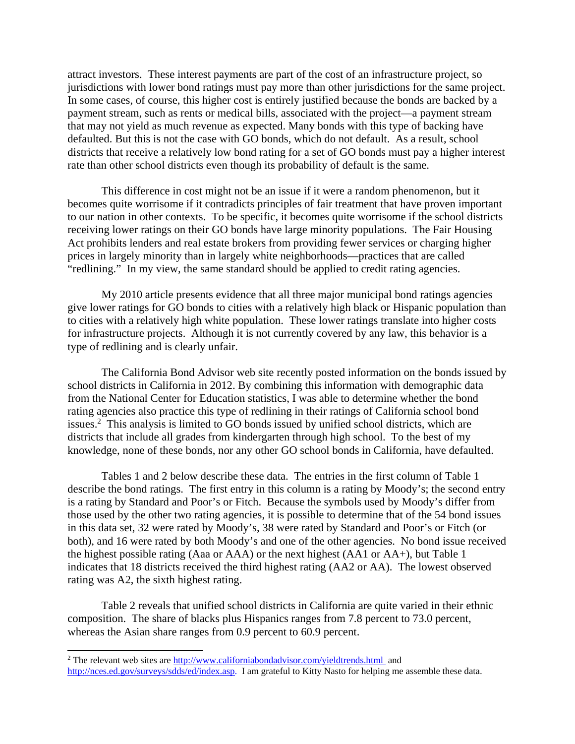attract investors. These interest payments are part of the cost of an infrastructure project, so jurisdictions with lower bond ratings must pay more than other jurisdictions for the same project. In some cases, of course, this higher cost is entirely justified because the bonds are backed by a payment stream, such as rents or medical bills, associated with the project—a payment stream that may not yield as much revenue as expected. Many bonds with this type of backing have defaulted. But this is not the case with GO bonds, which do not default. As a result, school districts that receive a relatively low bond rating for a set of GO bonds must pay a higher interest rate than other school districts even though its probability of default is the same.

This difference in cost might not be an issue if it were a random phenomenon, but it becomes quite worrisome if it contradicts principles of fair treatment that have proven important to our nation in other contexts. To be specific, it becomes quite worrisome if the school districts receiving lower ratings on their GO bonds have large minority populations. The Fair Housing Act prohibits lenders and real estate brokers from providing fewer services or charging higher prices in largely minority than in largely white neighborhoods—practices that are called "redlining." In my view, the same standard should be applied to credit rating agencies.

My 2010 article presents evidence that all three major municipal bond ratings agencies give lower ratings for GO bonds to cities with a relatively high black or Hispanic population than to cities with a relatively high white population. These lower ratings translate into higher costs for infrastructure projects. Although it is not currently covered by any law, this behavior is a type of redlining and is clearly unfair.

The California Bond Advisor web site recently posted information on the bonds issued by school districts in California in 2012. By combining this information with demographic data from the National Center for Education statistics, I was able to determine whether the bond rating agencies also practice this type of redlining in their ratings of California school bond issues.[2] This analysis is limited to GO bonds issued by unified school districts, which are districts that include all grades from kindergarten through high school. To the best of my knowledge, none of these bonds, nor any other GO school bonds in California, have defaulted.

Tables 1 and 2 below describe these data. The entries in the first column of Table 1 describe the bond ratings. The first entry in this column is a rating by Moody's; the second entry is a rating by Standard and Poor's or Fitch. Because the symbols used by Moody's differ from those used by the other two rating agencies, it is possible to determine that of the 54 bond issues in this data set, 32 were rated by Moody's, 38 were rated by Standard and Poor's or Fitch (or both), and 16 were rated by both Moody's and one of the other agencies. No bond issue received the highest possible rating (Aaa or AAA) or the next highest (AA1 or AA+), but Table 1 indicates that 18 districts received the third highest rating (AA2 or AA). The lowest observed rating was A2, the sixth highest rating.

Table 2 reveals that unified school districts in California are quite varied in their ethnic composition. The share of blacks plus Hispanics ranges from 7.8 percent to 73.0 percent, whereas the Asian share ranges from 0.9 percent to 60.9 percent.

---

[2] The relevant web sites are http://www.californiabondadvisor.com/yieldtrends.html and http://nces.ed.gov/surveys/sdds/ed/index.asp. I am grateful to Kitty Nasto for helping me assemble these data.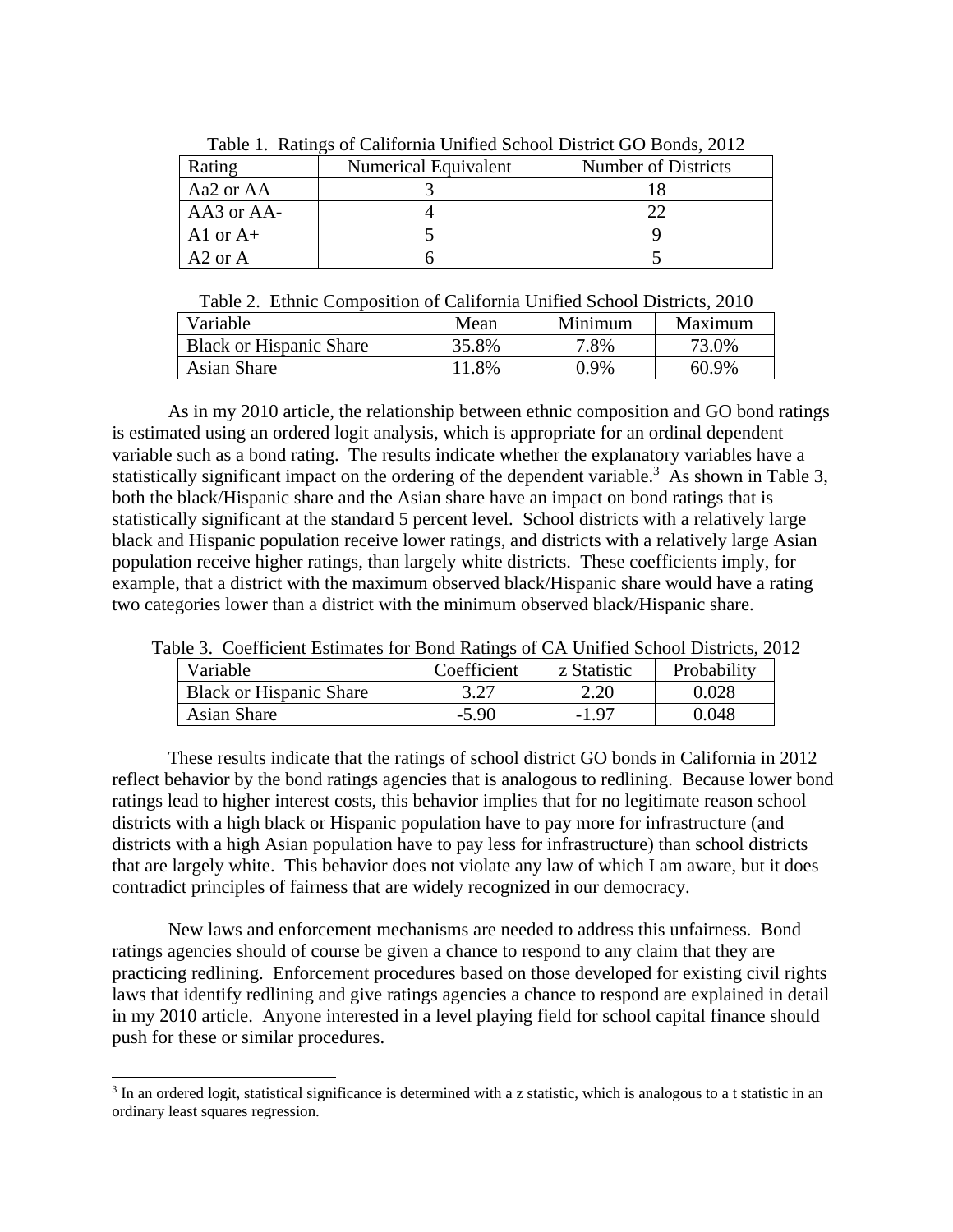Table 1. Ratings of California Unified School District GO Bonds, 2012

| Rating | Numerical Equivalent | Number of Districts |
|---|---|---|
| Aa2 or AA | 3 | 18 |
| AA3 or AA- | 4 | 22 |
| A1 or A+ | 5 | 9 |
| A2 or A | 6 | 5 |

Table 2. Ethnic Composition of California Unified School Districts, 2010

| Variable | Mean | Minimum | Maximum |
|---|---|---|---|
| Black or Hispanic Share | 35.8% | 7.8% | 73.0% |
| Asian Share | 11.8% | 0.9% | 60.9% |

As in my 2010 article, the relationship between ethnic composition and GO bond ratings is estimated using an ordered logit analysis, which is appropriate for an ordinal dependent variable such as a bond rating. The results indicate whether the explanatory variables have a statistically significant impact on the ordering of the dependent variable.[3] As shown in Table 3, both the black/Hispanic share and the Asian share have an impact on bond ratings that is statistically significant at the standard 5 percent level. School districts with a relatively large black and Hispanic population receive lower ratings, and districts with a relatively large Asian population receive higher ratings, than largely white districts. These coefficients imply, for example, that a district with the maximum observed black/Hispanic share would have a rating two categories lower than a district with the minimum observed black/Hispanic share.

Table 3. Coefficient Estimates for Bond Ratings of CA Unified School Districts, 2012

| Variable | Coefficient | z Statistic | Probability |
|---|---|---|---|
| Black or Hispanic Share | 3.27 | 2.20 | 0.028 |
| Asian Share | -5.90 | -1.97 | 0.048 |

These results indicate that the ratings of school district GO bonds in California in 2012 reflect behavior by the bond ratings agencies that is analogous to redlining. Because lower bond ratings lead to higher interest costs, this behavior implies that for no legitimate reason school districts with a high black or Hispanic population have to pay more for infrastructure (and districts with a high Asian population have to pay less for infrastructure) than school districts that are largely white. This behavior does not violate any law of which I am aware, but it does contradict principles of fairness that are widely recognized in our democracy.

New laws and enforcement mechanisms are needed to address this unfairness. Bond ratings agencies should of course be given a chance to respond to any claim that they are practicing redlining. Enforcement procedures based on those developed for existing civil rights laws that identify redlining and give ratings agencies a chance to respond are explained in detail in my 2010 article. Anyone interested in a level playing field for school capital finance should push for these or similar procedures.

[3] In an ordered logit, statistical significance is determined with a z statistic, which is analogous to a t statistic in an ordinary least squares regression.